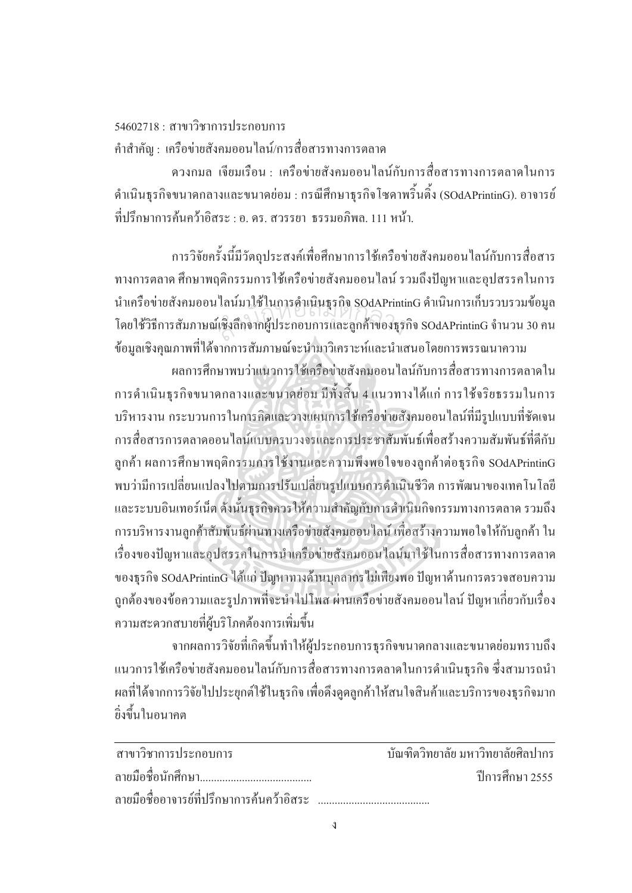54602718 : สาขาวิชาการประกอบการ

คำสำคัญ : เครือข่ายสังคมออนไลน์/การสื่อสารทางการตลาด

ดวงกมล เจียมเรือน : เครือข่ายสังคมออนไลน์กับการสื่อสารทางการตลาดในการดำเนินธุรกิจขนาดกลางและขนาดย่อม : กรณีศึกษาธุรกิจโซดาพริ้นติ้ง (SOdAPrintinG). อาจารย์ที่ปรึกษาการค้นคว้าอิสระ : อ. ดร. สวรรยา ธรรมอภิพล. 111 หน้า.

การวิจัยครั้งนี้มีวัตถุประสงค์เพื่อศึกษาการใช้เครือข่ายสังคมออนไลน์กับการสื่อสารทางการตลาด ศึกษาพฤติกรรมการใช้เครือข่ายสังคมออนไลน์ รวมถึงปัญหาและอุปสรรคในการนำเครือข่ายสังคมออนไลน์มาใช้ในการดำเนินธุรกิจ SOdAPrintinG ดำเนินการเก็บรวบรวมข้อมูลโดยใช้วิธีการสัมภาษณ์เชิงลึกจากผู้ประกอบการและลูกค้าของธุรกิจ SOdAPrintinG จำนวน 30 คน ข้อมูลเชิงคุณภาพที่ได้จากการสัมภาษณ์จะนำมาวิเคราะห์และนำเสนอโดยการพรรณนาความ

ผลการศึกษาพบว่าแนวการใช้เครือข่ายสังคมออนไลน์กับการสื่อสารทางการตลาดในการดำเนินธุรกิจขนาดกลางและขนาดย่อม มีทั้งสิ้น 4 แนวทางได้แก่ การใช้จริยธรรมในการบริหารงาน กระบวนการในการคิดและวางแผนการใช้เครือข่ายสังคมออนไลน์ที่มีรูปแบบที่ชัดเจน การสื่อสารการตลาดออนไลน์แบบครบวงจรและการประชาสัมพันธ์เพื่อสร้างความสัมพันธ์ที่ดีกับลูกค้า ผลการศึกษาพฤติกรรมการใช้งานและความพึงพอใจของลูกค้าต่อธุรกิจ SOdAPrintinG พบว่ามีการเปลี่ยนแปลงไปตามการปรับเปลี่ยนรูปแบบการดำเนินชีวิต การพัฒนาของเทคโนโลยีและระบบอินเทอร์เน็ต ดังนั้นธุรกิจควรให้ความสำคัญกับการดำเนินกิจกรรมทางการตลาด รวมถึงการบริหารงานลูกค้าสัมพันธ์ผ่านทางเครือข่ายสังคมออนไลน์ เพื่อสร้างความพอใจให้กับลูกค้า ในเรื่องของปัญหาและอุปสรรคในการนำเครือข่ายสังคมออนไลน์มาใช้ในการสื่อสารทางการตลาดของธุรกิจ SOdAPrintinG ได้แก่ ปัญหาทางด้านบุคลากรไม่เพียงพอ ปัญหาด้านการตรวจสอบความถูกต้องของข้อความและรูปภาพที่จะนำไปโพส ผ่านเครือข่ายสังคมออนไลน์ ปัญหาเกี่ยวกับเรื่องความสะดวกสบายที่ผู้บริโภคต้องการเพิ่มขึ้น

จากผลการวิจัยที่เกิดขึ้นทำให้ผู้ประกอบการธุรกิจขนาดกลางและขนาดย่อมทราบถึงแนวการใช้เครือข่ายสังคมออนไลน์กับการสื่อสารทางการตลาดในการดำเนินธุรกิจ ซึ่งสามารถนำผลที่ได้จากการวิจัยไปประยุกต์ใช้ในธุรกิจ เพื่อดึงดูดลูกค้าให้สนใจสินค้าและบริการของธุรกิจมากยิ่งขึ้นในอนาคต

---

สาขาวิชาการประกอบการ บัณฑิตวิทยาลัย มหาวิทยาลัยศิลปากร

ลายมือชื่อนักศึกษา........................................ ปีการศึกษา 2555

ลายมือชื่ออาจารย์ที่ปรึกษาการค้นคว้าอิสระ ........................................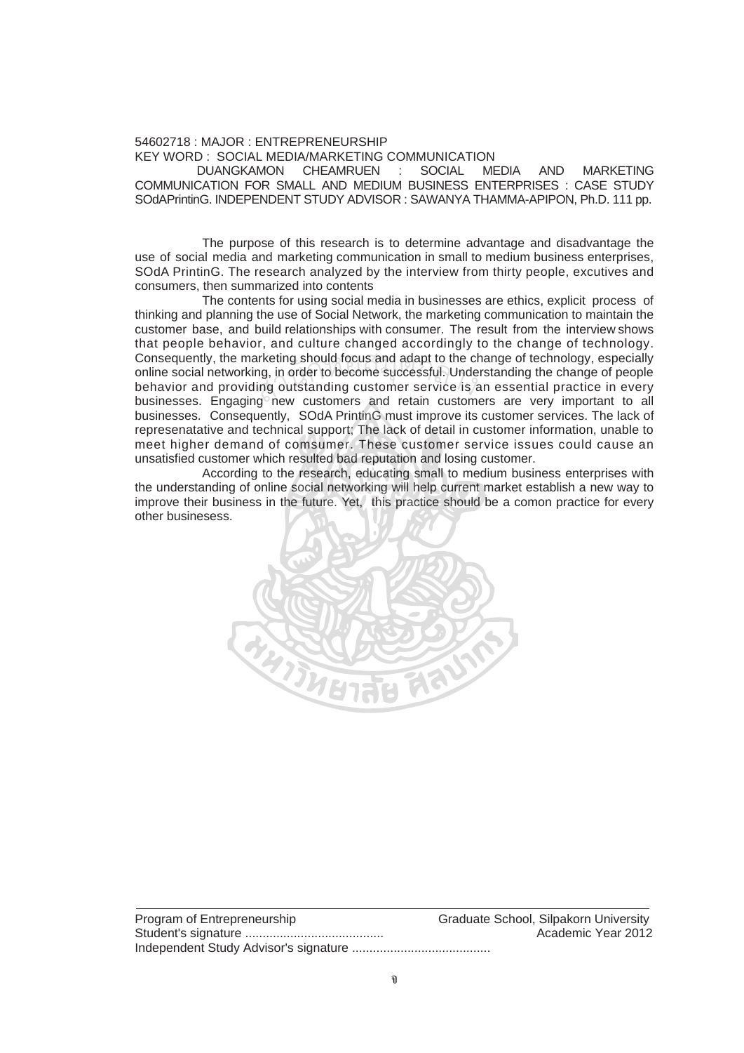54602718 : MAJOR : ENTREPRENEURSHIP

KEY WORD : SOCIAL MEDIA/MARKETING COMMUNICATION

DUANGKAMON CHEAMRUEN : SOCIAL MEDIA AND MARKETING COMMUNICATION FOR SMALL AND MEDIUM BUSINESS ENTERPRISES : CASE STUDY SOdAPrintinG. INDEPENDENT STUDY ADVISOR : SAWANYA THAMMA-APIPON, Ph.D. 111 pp.

The purpose of this research is to determine advantage and disadvantage the use of social media and marketing communication in small to medium business enterprises, SOdA PrintinG. The research analyzed by the interview from thirty people, excutives and consumers, then summarized into contents

The contents for using social media in businesses are ethics, explicit process of thinking and planning the use of Social Network, the marketing communication to maintain the customer base, and build relationships with consumer. The result from the interview shows that people behavior, and culture changed accordingly to the change of technology. Consequently, the marketing should focus and adapt to the change of technology, especially online social networking, in order to become successful. Understanding the change of people behavior and providing outstanding customer service is an essential practice in every businesses. Engaging new customers and retain customers are very important to all businesses. Consequently, SOdA PrintinG must improve its customer services. The lack of represenatative and technical support; The lack of detail in customer information, unable to meet higher demand of comsumer. These customer service issues could cause an unsatisfied customer which resulted bad reputation and losing customer.

According to the research, educating small to medium business enterprises with the understanding of online social networking will help current market establish a new way to improve their business in the future. Yet, this practice should be a comon practice for every other businesess.

Program of Entrepreneurship | Graduate School, Silpakorn University

Student's signature ........................................ | Academic Year 2012

Independent Study Advisor's signature ........................................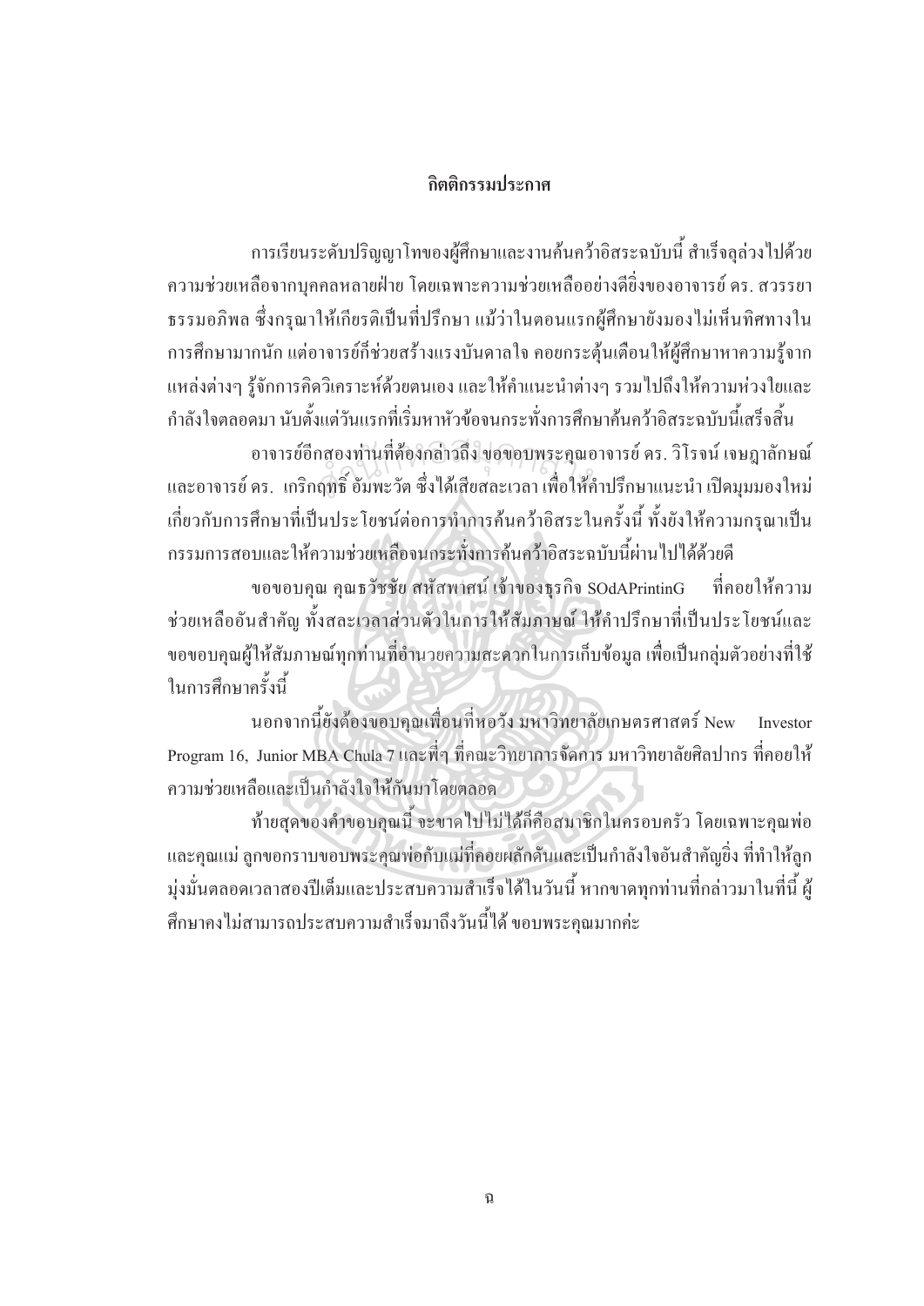## กิตติกรรมประกาศ

การเรียนระดับปริญญาโทของผู้ศึกษาและงานค้นคว้าอิสระฉบับนี้ สำเร็จลุล่วงไปด้วยความช่วยเหลือจากบุคคลหลายฝ่าย โดยเฉพาะความช่วยเหลืออย่างดียิ่งของอาจารย์ ดร. สวรรยา ธรรมอภิพล ซึ่งกรุณาให้เกียรติเป็นที่ปรึกษา แม้ว่าในตอนแรกผู้ศึกษายังมองไม่เห็นทิศทางในการศึกษามากนัก แต่อาจารย์ก็ช่วยสร้างแรงบันดาลใจ คอยกระตุ้นเตือนให้ผู้ศึกษาหาความรู้จากแหล่งต่างๆ รู้จักการคิดวิเคราะห์ด้วยตนเอง และให้คำแนะนำต่างๆ รวมไปถึงให้ความห่วงใยและกำลังใจตลอดมา นับตั้งแต่วันแรกที่เริ่มหาหัวข้อจนกระทั่งการศึกษาค้นคว้าอิสระฉบับนี้เสร็จสิ้น

อาจารย์อีกสองท่านที่ต้องกล่าวถึง ขอขอบพระคุณอาจารย์ ดร. วิโรจน์ เจษฎาลักษณ์ และอาจารย์ ดร. เกริกฤทธิ์ อัมพะวัต ซึ่งได้เสียสละเวลา เพื่อให้คำปรึกษาแนะนำ เปิดมุมมองใหม่เกี่ยวกับการศึกษาที่เป็นประโยชน์ต่อการทำการค้นคว้าอิสระในครั้งนี้ ทั้งยังให้ความกรุณาเป็นกรรมการสอบและให้ความช่วยเหลือจนกระทั่งการค้นคว้าอิสระฉบับนี้ผ่านไปได้ด้วยดี

ขอขอบคุณ คุณธวัชชัย สหัสพาศน์ เจ้าของธุรกิจ SOdAPrintinG ที่คอยให้ความช่วยเหลืออันสำคัญ ทั้งสละเวลาส่วนตัวในการให้สัมภาษณ์ ให้คำปรึกษาที่เป็นประโยชน์และขอขอบคุณผู้ให้สัมภาษณ์ทุกท่านที่อำนวยความสะดวกในการเก็บข้อมูล เพื่อเป็นกลุ่มตัวอย่างที่ใช้ในการศึกษาครั้งนี้

นอกจากนี้ยังต้องขอบคุณเพื่อนที่หอวัง มหาวิทยาลัยเกษตรศาสตร์ New Investor Program 16, Junior MBA Chula 7 และพี่ๆ ที่คณะวิทยาการจัดการ มหาวิทยาลัยศิลปากร ที่คอยให้ความช่วยเหลือและเป็นกำลังใจให้กันมาโดยตลอด

ท้ายสุดของคำขอบคุณนี้ จะขาดไปไม่ได้ก็คือสมาชิกในครอบครัว โดยเฉพาะคุณพ่อและคุณแม่ ลูกขอกราบขอบพระคุณพ่อกับแม่ที่คอยผลักดันและเป็นกำลังใจอันสำคัญยิ่ง ที่ทำให้ลูกมุ่งมั่นตลอดเวลาสองปีเต็มและประสบความสำเร็จได้ในวันนี้ หากขาดทุกท่านที่กล่าวมาในที่นี้ ผู้ศึกษาคงไม่สามารถประสบความสำเร็จมาถึงวันนี้ได้ ขอบพระคุณมากค่ะ